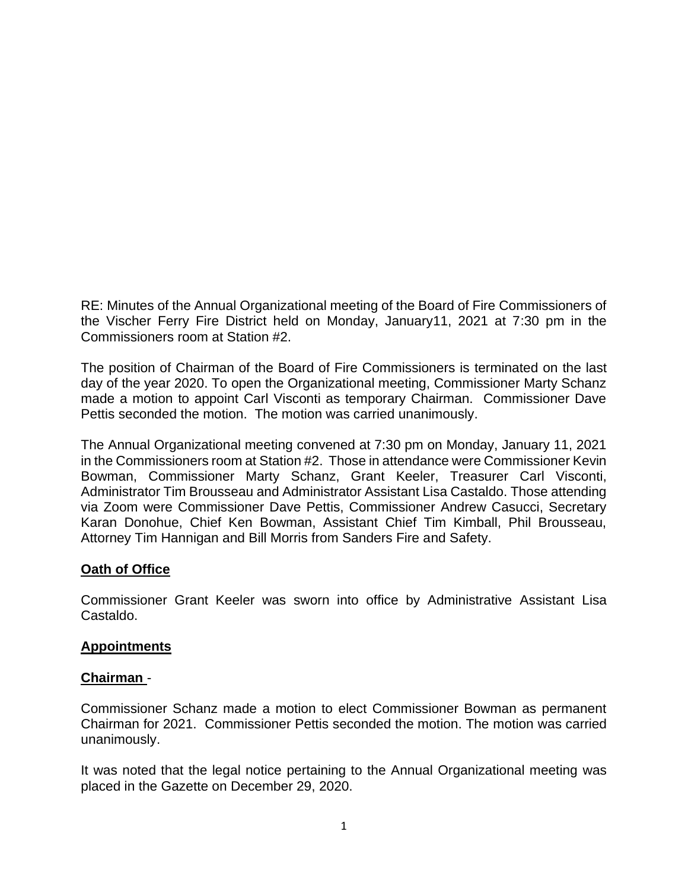RE: Minutes of the Annual Organizational meeting of the Board of Fire Commissioners of the Vischer Ferry Fire District held on Monday, January11, 2021 at 7:30 pm in the Commissioners room at Station #2.

The position of Chairman of the Board of Fire Commissioners is terminated on the last day of the year 2020. To open the Organizational meeting, Commissioner Marty Schanz made a motion to appoint Carl Visconti as temporary Chairman. Commissioner Dave Pettis seconded the motion. The motion was carried unanimously.

The Annual Organizational meeting convened at 7:30 pm on Monday, January 11, 2021 in the Commissioners room at Station #2. Those in attendance were Commissioner Kevin Bowman, Commissioner Marty Schanz, Grant Keeler, Treasurer Carl Visconti, Administrator Tim Brousseau and Administrator Assistant Lisa Castaldo. Those attending via Zoom were Commissioner Dave Pettis, Commissioner Andrew Casucci, Secretary Karan Donohue, Chief Ken Bowman, Assistant Chief Tim Kimball, Phil Brousseau, Attorney Tim Hannigan and Bill Morris from Sanders Fire and Safety.

**Oath of Office**

Commissioner Grant Keeler was sworn into office by Administrative Assistant Lisa Castaldo.

**Appointments**

**Chairman** -

Commissioner Schanz made a motion to elect Commissioner Bowman as permanent Chairman for 2021. Commissioner Pettis seconded the motion. The motion was carried unanimously.

It was noted that the legal notice pertaining to the Annual Organizational meeting was placed in the Gazette on December 29, 2020.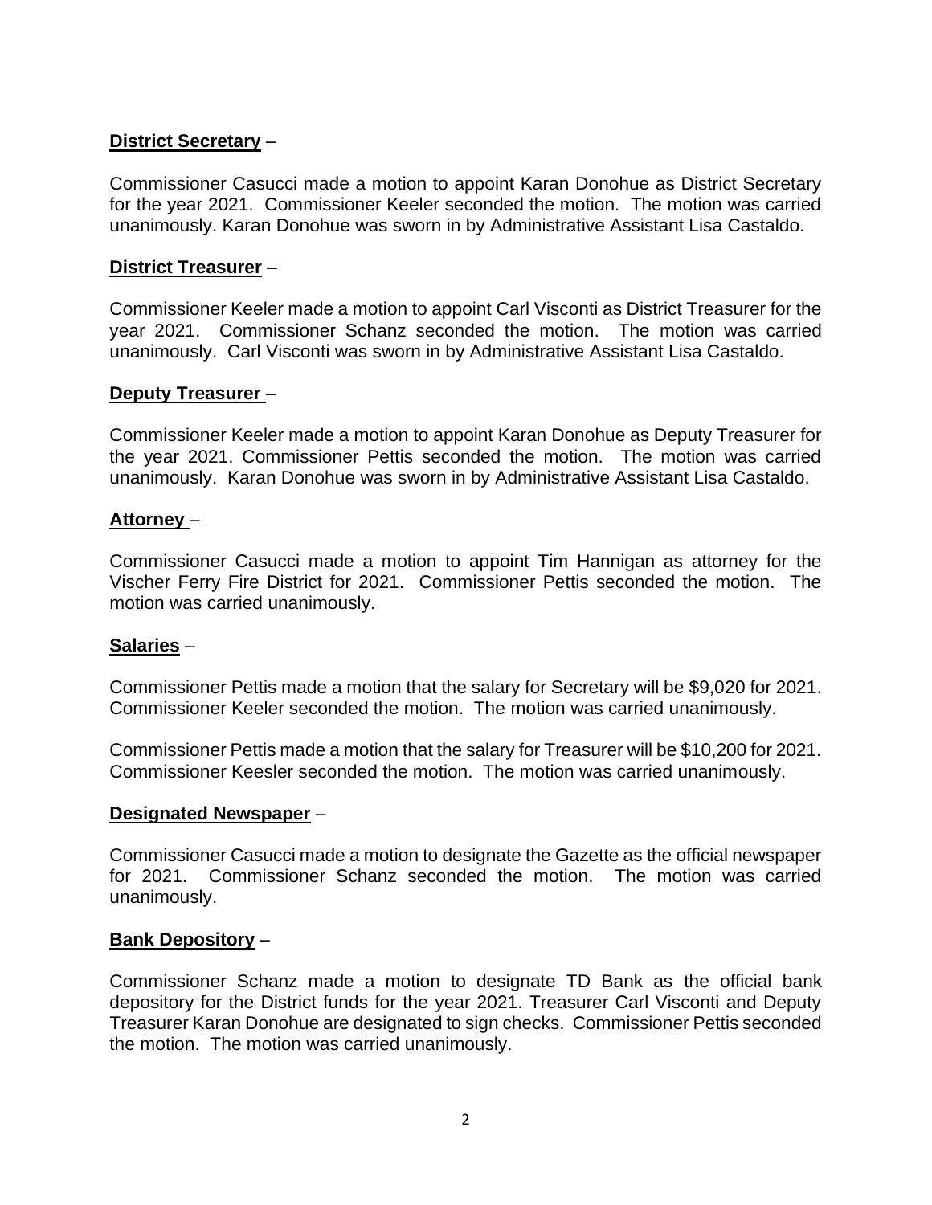**District Secretary** –

Commissioner Casucci made a motion to appoint Karan Donohue as District Secretary for the year 2021. Commissioner Keeler seconded the motion. The motion was carried unanimously. Karan Donohue was sworn in by Administrative Assistant Lisa Castaldo.

**District Treasurer** –

Commissioner Keeler made a motion to appoint Carl Visconti as District Treasurer for the year 2021. Commissioner Schanz seconded the motion. The motion was carried unanimously. Carl Visconti was sworn in by Administrative Assistant Lisa Castaldo.

**Deputy Treasurer** –

Commissioner Keeler made a motion to appoint Karan Donohue as Deputy Treasurer for the year 2021. Commissioner Pettis seconded the motion. The motion was carried unanimously. Karan Donohue was sworn in by Administrative Assistant Lisa Castaldo.

**Attorney** –

Commissioner Casucci made a motion to appoint Tim Hannigan as attorney for the Vischer Ferry Fire District for 2021. Commissioner Pettis seconded the motion. The motion was carried unanimously.

**Salaries** –

Commissioner Pettis made a motion that the salary for Secretary will be $9,020 for 2021. Commissioner Keeler seconded the motion. The motion was carried unanimously.

Commissioner Pettis made a motion that the salary for Treasurer will be $10,200 for 2021. Commissioner Keesler seconded the motion. The motion was carried unanimously.

**Designated Newspaper** –

Commissioner Casucci made a motion to designate the Gazette as the official newspaper for 2021. Commissioner Schanz seconded the motion. The motion was carried unanimously.

**Bank Depository** –

Commissioner Schanz made a motion to designate TD Bank as the official bank depository for the District funds for the year 2021. Treasurer Carl Visconti and Deputy Treasurer Karan Donohue are designated to sign checks. Commissioner Pettis seconded the motion. The motion was carried unanimously.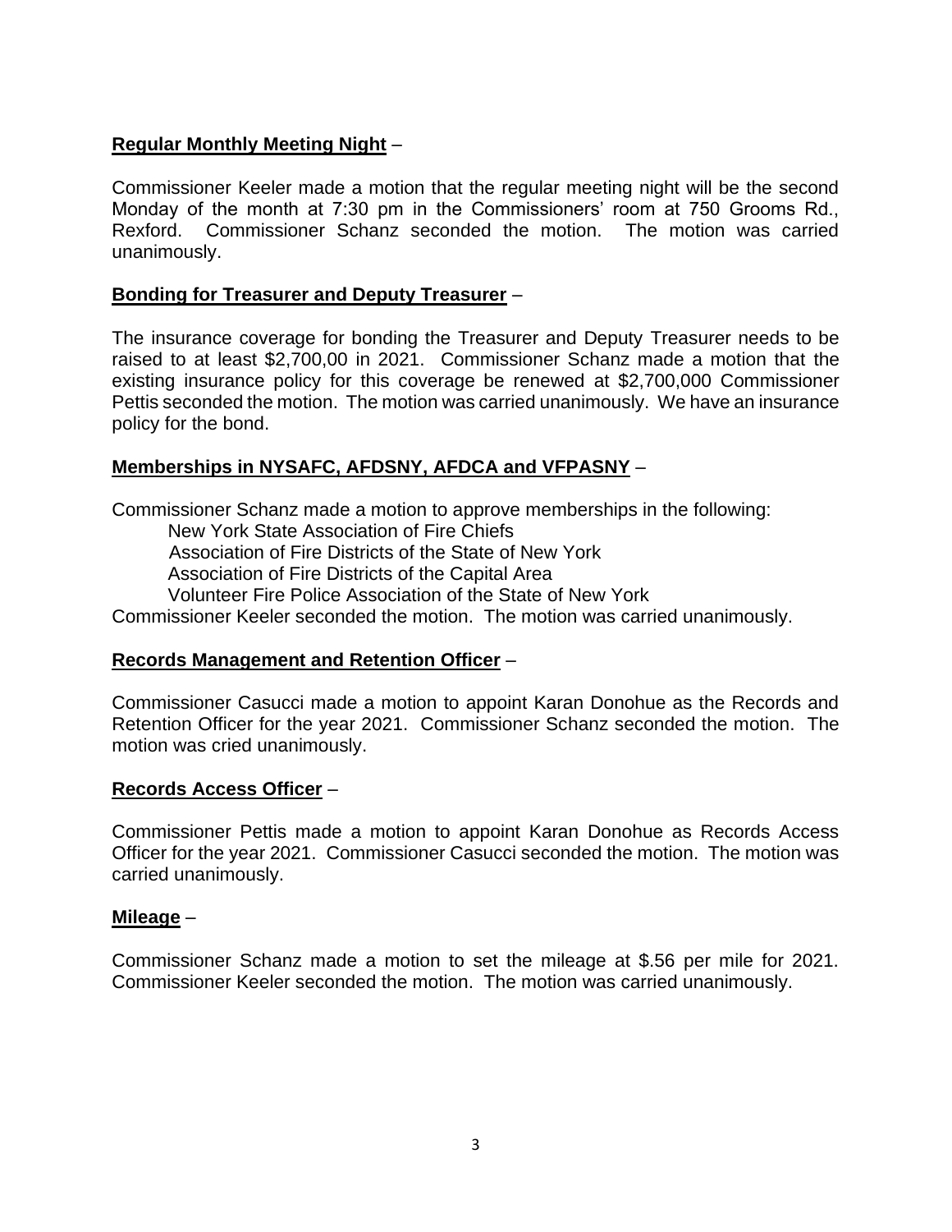**Regular Monthly Meeting Night** –

Commissioner Keeler made a motion that the regular meeting night will be the second Monday of the month at 7:30 pm in the Commissioners' room at 750 Grooms Rd., Rexford. Commissioner Schanz seconded the motion. The motion was carried unanimously.

**Bonding for Treasurer and Deputy Treasurer** –

The insurance coverage for bonding the Treasurer and Deputy Treasurer needs to be raised to at least $2,700,00 in 2021. Commissioner Schanz made a motion that the existing insurance policy for this coverage be renewed at $2,700,000 Commissioner Pettis seconded the motion. The motion was carried unanimously. We have an insurance policy for the bond.

**Memberships in NYSAFC, AFDSNY, AFDCA and VFPASNY** –

Commissioner Schanz made a motion to approve memberships in the following:

- New York State Association of Fire Chiefs
- Association of Fire Districts of the State of New York
- Association of Fire Districts of the Capital Area
- Volunteer Fire Police Association of the State of New York

Commissioner Keeler seconded the motion. The motion was carried unanimously.

**Records Management and Retention Officer** –

Commissioner Casucci made a motion to appoint Karan Donohue as the Records and Retention Officer for the year 2021. Commissioner Schanz seconded the motion. The motion was cried unanimously.

**Records Access Officer** –

Commissioner Pettis made a motion to appoint Karan Donohue as Records Access Officer for the year 2021. Commissioner Casucci seconded the motion. The motion was carried unanimously.

**Mileage** –

Commissioner Schanz made a motion to set the mileage at $.56 per mile for 2021. Commissioner Keeler seconded the motion. The motion was carried unanimously.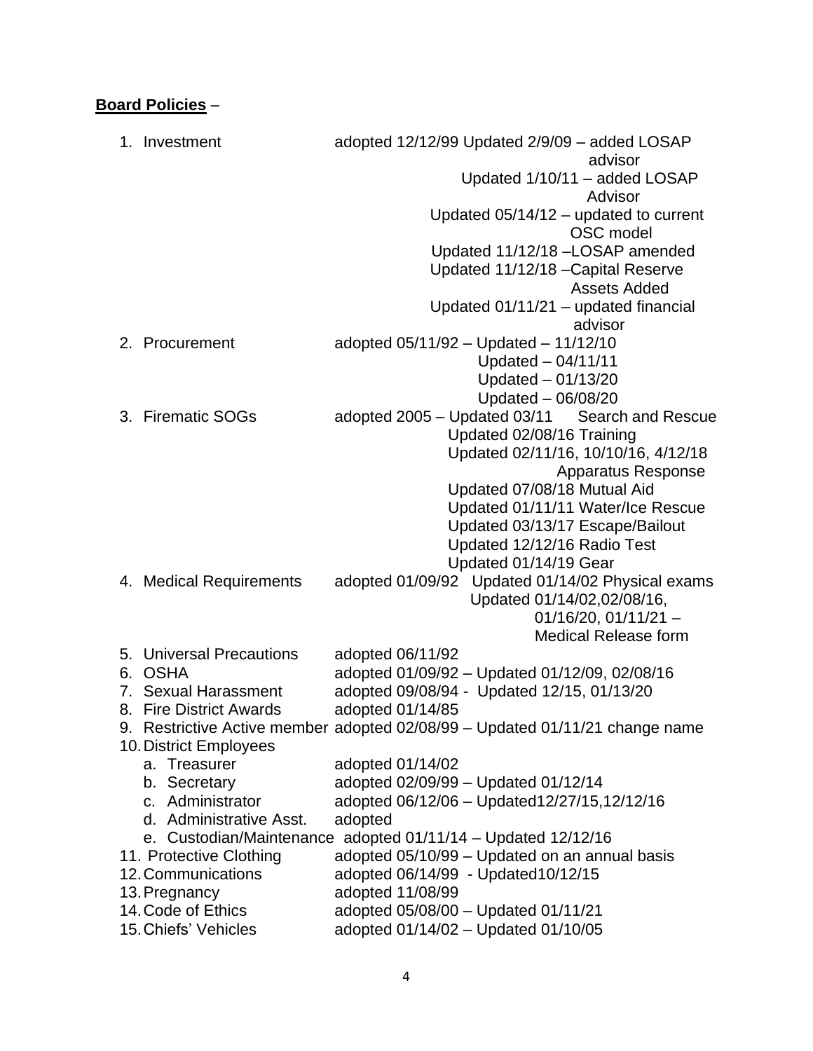**Board Policies** –

1. Investment — adopted 12/12/99 Updated 2/9/09 – added LOSAP advisor
   Updated 1/10/11 – added LOSAP Advisor
   Updated 05/14/12 – updated to current OSC model
   Updated 11/12/18 –LOSAP amended
   Updated 11/12/18 –Capital Reserve Assets Added
   Updated 01/11/21 – updated financial advisor
2. Procurement — adopted 05/11/92 – Updated – 11/12/10
   Updated – 04/11/11
   Updated – 01/13/20
   Updated – 06/08/20
3. Firematic SOGs — adopted 2005 – Updated 03/11 Search and Rescue
   Updated 02/08/16 Training
   Updated 02/11/16, 10/10/16, 4/12/18 Apparatus Response
   Updated 07/08/18 Mutual Aid
   Updated 01/11/11 Water/Ice Rescue
   Updated 03/13/17 Escape/Bailout
   Updated 12/12/16 Radio Test
   Updated 01/14/19 Gear
4. Medical Requirements — adopted 01/09/92 Updated 01/14/02 Physical exams
   Updated 01/14/02,02/08/16, 01/16/20, 01/11/21 – Medical Release form
5. Universal Precautions — adopted 06/11/92
6. OSHA — adopted 01/09/92 – Updated 01/12/09, 02/08/16
7. Sexual Harassment — adopted 09/08/94 - Updated 12/15, 01/13/20
8. Fire District Awards — adopted 01/14/85
9. Restrictive Active member adopted 02/08/99 – Updated 01/11/21 change name
10. District Employees
    a. Treasurer — adopted 01/14/02
    b. Secretary — adopted 02/09/99 – Updated 01/12/14
    c. Administrator — adopted 06/12/06 – Updated12/27/15,12/12/16
    d. Administrative Asst. — adopted
    e. Custodian/Maintenance adopted 01/11/14 – Updated 12/12/16
11. Protective Clothing — adopted 05/10/99 – Updated on an annual basis
12. Communications — adopted 06/14/99 - Updated10/12/15
13. Pregnancy — adopted 11/08/99
14. Code of Ethics — adopted 05/08/00 – Updated 01/11/21
15. Chiefs' Vehicles — adopted 01/14/02 – Updated 01/10/05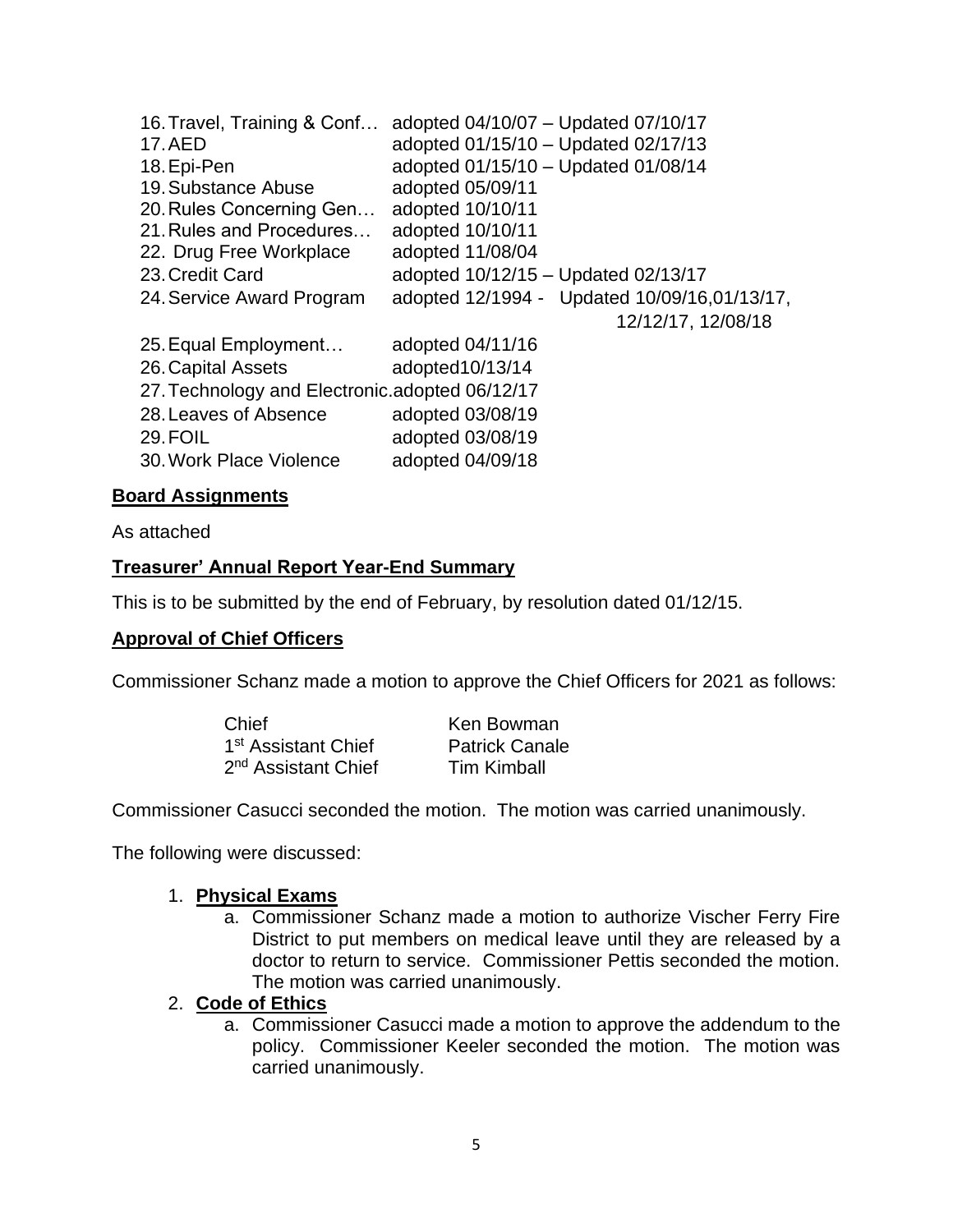16. Travel, Training & Conf… adopted 04/10/07 – Updated 07/10/17
17. AED adopted 01/15/10 – Updated 02/17/13
18. Epi-Pen adopted 01/15/10 – Updated 01/08/14
19. Substance Abuse adopted 05/09/11
20. Rules Concerning Gen… adopted 10/10/11
21. Rules and Procedures… adopted 10/10/11
22. Drug Free Workplace adopted 11/08/04
23. Credit Card adopted 10/12/15 – Updated 02/13/17
24. Service Award Program adopted 12/1994 - Updated 10/09/16,01/13/17, 12/12/17, 12/08/18
25. Equal Employment… adopted 04/11/16
26. Capital Assets adopted10/13/14
27. Technology and Electronic.adopted 06/12/17
28. Leaves of Absence adopted 03/08/19
29. FOIL adopted 03/08/19
30. Work Place Violence adopted 04/09/18

**Board Assignments**

As attached

**Treasurer' Annual Report Year-End Summary**

This is to be submitted by the end of February, by resolution dated 01/12/15.

**Approval of Chief Officers**

Commissioner Schanz made a motion to approve the Chief Officers for 2021 as follows:

| | |
|---|---|
| Chief | Ken Bowman |
| 1st Assistant Chief | Patrick Canale |
| 2nd Assistant Chief | Tim Kimball |

Commissioner Casucci seconded the motion. The motion was carried unanimously.

The following were discussed:

1. **Physical Exams**
   a. Commissioner Schanz made a motion to authorize Vischer Ferry Fire District to put members on medical leave until they are released by a doctor to return to service. Commissioner Pettis seconded the motion. The motion was carried unanimously.
2. **Code of Ethics**
   a. Commissioner Casucci made a motion to approve the addendum to the policy. Commissioner Keeler seconded the motion. The motion was carried unanimously.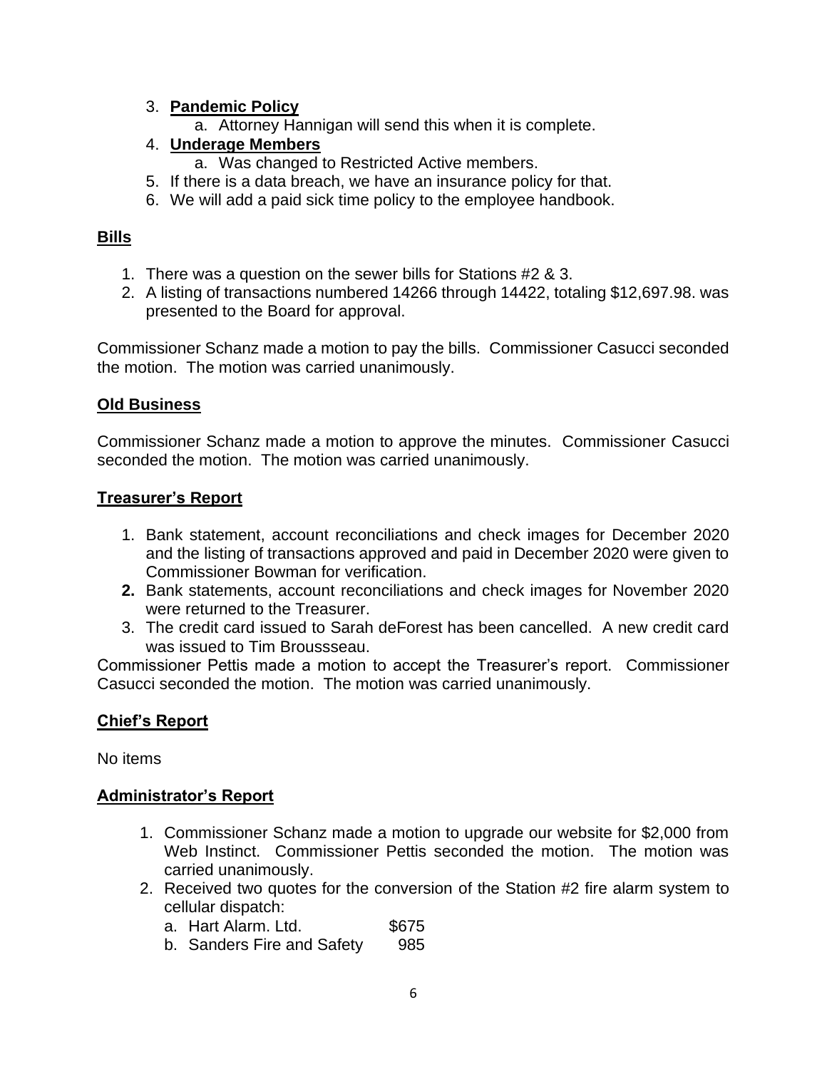3. **Pandemic Policy**
    a. Attorney Hannigan will send this when it is complete.
4. **Underage Members**
    a. Was changed to Restricted Active members.
5. If there is a data breach, we have an insurance policy for that.
6. We will add a paid sick time policy to the employee handbook.

## Bills

1. There was a question on the sewer bills for Stations #2 & 3.
2. A listing of transactions numbered 14266 through 14422, totaling $12,697.98. was presented to the Board for approval.

Commissioner Schanz made a motion to pay the bills. Commissioner Casucci seconded the motion. The motion was carried unanimously.

## Old Business

Commissioner Schanz made a motion to approve the minutes. Commissioner Casucci seconded the motion. The motion was carried unanimously.

## Treasurer's Report

1. Bank statement, account reconciliations and check images for December 2020 and the listing of transactions approved and paid in December 2020 were given to Commissioner Bowman for verification.
2. Bank statements, account reconciliations and check images for November 2020 were returned to the Treasurer.
3. The credit card issued to Sarah deForest has been cancelled. A new credit card was issued to Tim Broussseau.

Commissioner Pettis made a motion to accept the Treasurer's report. Commissioner Casucci seconded the motion. The motion was carried unanimously.

## Chief's Report

No items

## Administrator's Report

1. Commissioner Schanz made a motion to upgrade our website for $2,000 from Web Instinct. Commissioner Pettis seconded the motion. The motion was carried unanimously.
2. Received two quotes for the conversion of the Station #2 fire alarm system to cellular dispatch:
    a. Hart Alarm. Ltd. $675
    b. Sanders Fire and Safety 985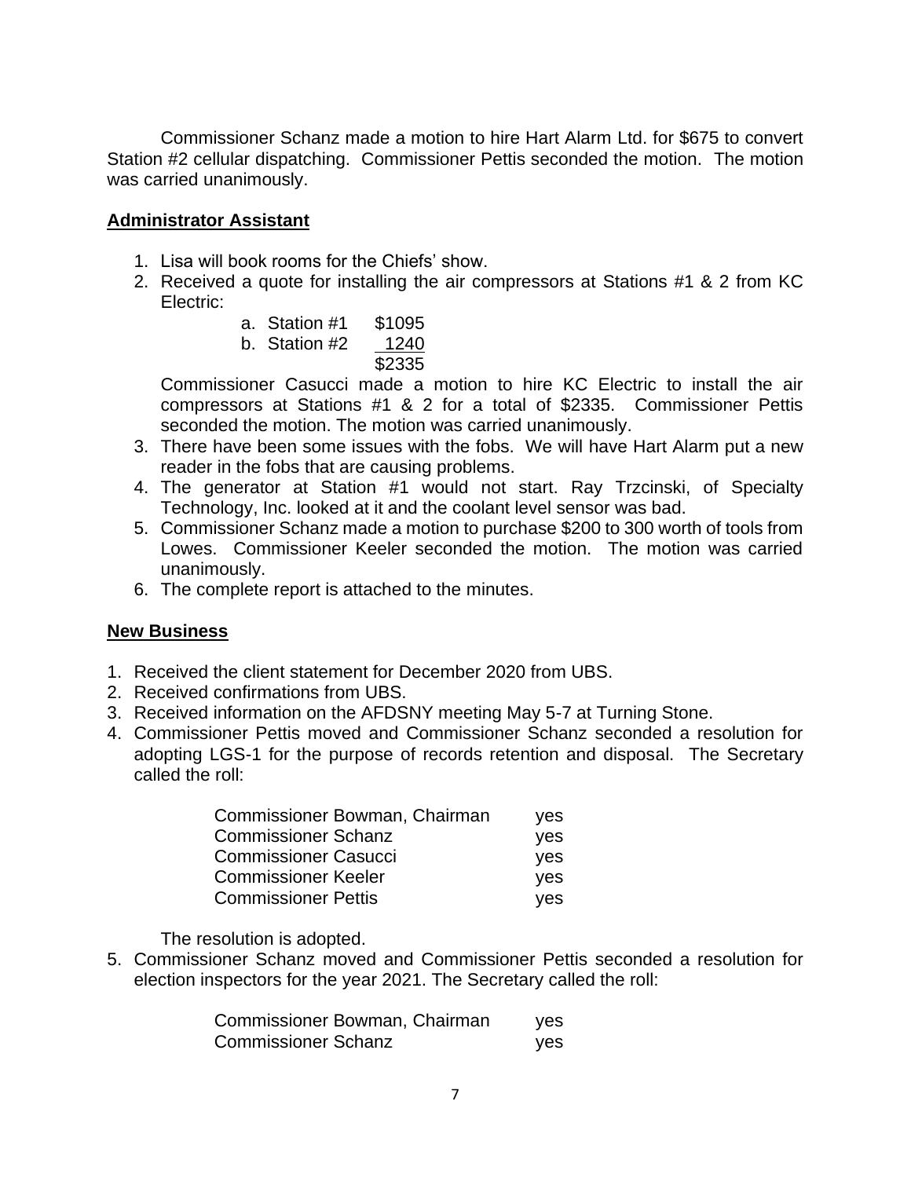Commissioner Schanz made a motion to hire Hart Alarm Ltd. for $675 to convert Station #2 cellular dispatching. Commissioner Pettis seconded the motion. The motion was carried unanimously.

## Administrator Assistant

1. Lisa will book rooms for the Chiefs' show.
2. Received a quote for installing the air compressors at Stations #1 & 2 from KC Electric:

   a. Station #1 $1095
   b. Station #2 1240
   $2335

   Commissioner Casucci made a motion to hire KC Electric to install the air compressors at Stations #1 & 2 for a total of $2335. Commissioner Pettis seconded the motion. The motion was carried unanimously.
3. There have been some issues with the fobs. We will have Hart Alarm put a new reader in the fobs that are causing problems.
4. The generator at Station #1 would not start. Ray Trzcinski, of Specialty Technology, Inc. looked at it and the coolant level sensor was bad.
5. Commissioner Schanz made a motion to purchase $200 to 300 worth of tools from Lowes. Commissioner Keeler seconded the motion. The motion was carried unanimously.
6. The complete report is attached to the minutes.

## New Business

1. Received the client statement for December 2020 from UBS.
2. Received confirmations from UBS.
3. Received information on the AFDSNY meeting May 5-7 at Turning Stone.
4. Commissioner Pettis moved and Commissioner Schanz seconded a resolution for adopting LGS-1 for the purpose of records retention and disposal. The Secretary called the roll:

   | | |
   |---|---|
   | Commissioner Bowman, Chairman | yes |
   | Commissioner Schanz | yes |
   | Commissioner Casucci | yes |
   | Commissioner Keeler | yes |
   | Commissioner Pettis | yes |

   The resolution is adopted.
5. Commissioner Schanz moved and Commissioner Pettis seconded a resolution for election inspectors for the year 2021. The Secretary called the roll:

   | | |
   |---|---|
   | Commissioner Bowman, Chairman | yes |
   | Commissioner Schanz | yes |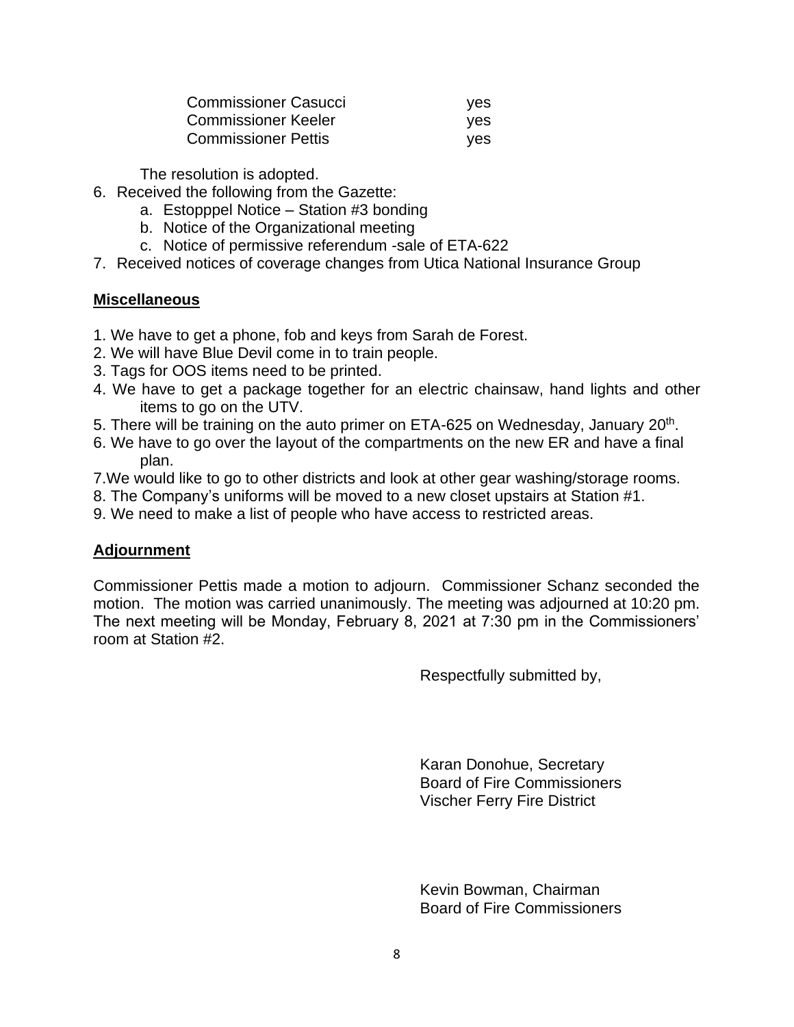| | |
|---|---|
| Commissioner Casucci | yes |
| Commissioner Keeler | yes |
| Commissioner Pettis | yes |

The resolution is adopted.

6. Received the following from the Gazette:
   a. Estopppel Notice – Station #3 bonding
   b. Notice of the Organizational meeting
   c. Notice of permissive referendum -sale of ETA-622
7. Received notices of coverage changes from Utica National Insurance Group

## Miscellaneous

1. We have to get a phone, fob and keys from Sarah de Forest.
2. We will have Blue Devil come in to train people.
3. Tags for OOS items need to be printed.
4. We have to get a package together for an electric chainsaw, hand lights and other items to go on the UTV.
5. There will be training on the auto primer on ETA-625 on Wednesday, January 20th.
6. We have to go over the layout of the compartments on the new ER and have a final plan.
7. We would like to go to other districts and look at other gear washing/storage rooms.
8. The Company's uniforms will be moved to a new closet upstairs at Station #1.
9. We need to make a list of people who have access to restricted areas.

## Adjournment

Commissioner Pettis made a motion to adjourn. Commissioner Schanz seconded the motion. The motion was carried unanimously. The meeting was adjourned at 10:20 pm. The next meeting will be Monday, February 8, 2021 at 7:30 pm in the Commissioners' room at Station #2.

Respectfully submitted by,

Karan Donohue, Secretary
Board of Fire Commissioners
Vischer Ferry Fire District

Kevin Bowman, Chairman
Board of Fire Commissioners